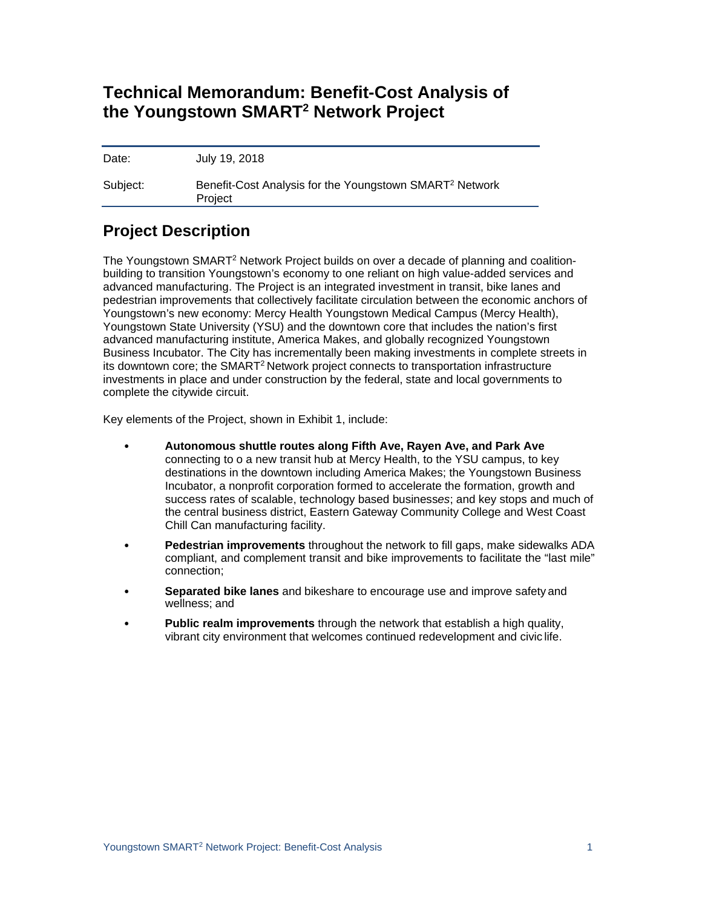# Technical Memorandum: Benefit-Cost Analysis of the Youngstown SMART[2] Network Project

| | |
|---|---|
| Date: | July 19, 2018 |
| Subject: | Benefit-Cost Analysis for the Youngstown SMART[2] Network Project |

## Project Description

The Youngstown SMART[2] Network Project builds on over a decade of planning and coalition-building to transition Youngstown's economy to one reliant on high value-added services and advanced manufacturing. The Project is an integrated investment in transit, bike lanes and pedestrian improvements that collectively facilitate circulation between the economic anchors of Youngstown's new economy: Mercy Health Youngstown Medical Campus (Mercy Health), Youngstown State University (YSU) and the downtown core that includes the nation's first advanced manufacturing institute, America Makes, and globally recognized Youngstown Business Incubator. The City has incrementally been making investments in complete streets in its downtown core; the SMART[2] Network project connects to transportation infrastructure investments in place and under construction by the federal, state and local governments to complete the citywide circuit.

Key elements of the Project, shown in Exhibit 1, include:

- **Autonomous shuttle routes along Fifth Ave, Rayen Ave, and Park Ave** connecting to o a new transit hub at Mercy Health, to the YSU campus, to key destinations in the downtown including America Makes; the Youngstown Business Incubator, a nonprofit corporation formed to accelerate the formation, growth and success rates of scalable, technology based businesses; and key stops and much of the central business district, Eastern Gateway Community College and West Coast Chill Can manufacturing facility.
- **Pedestrian improvements** throughout the network to fill gaps, make sidewalks ADA compliant, and complement transit and bike improvements to facilitate the "last mile" connection;
- **Separated bike lanes** and bikeshare to encourage use and improve safety and wellness; and
- **Public realm improvements** through the network that establish a high quality, vibrant city environment that welcomes continued redevelopment and civic life.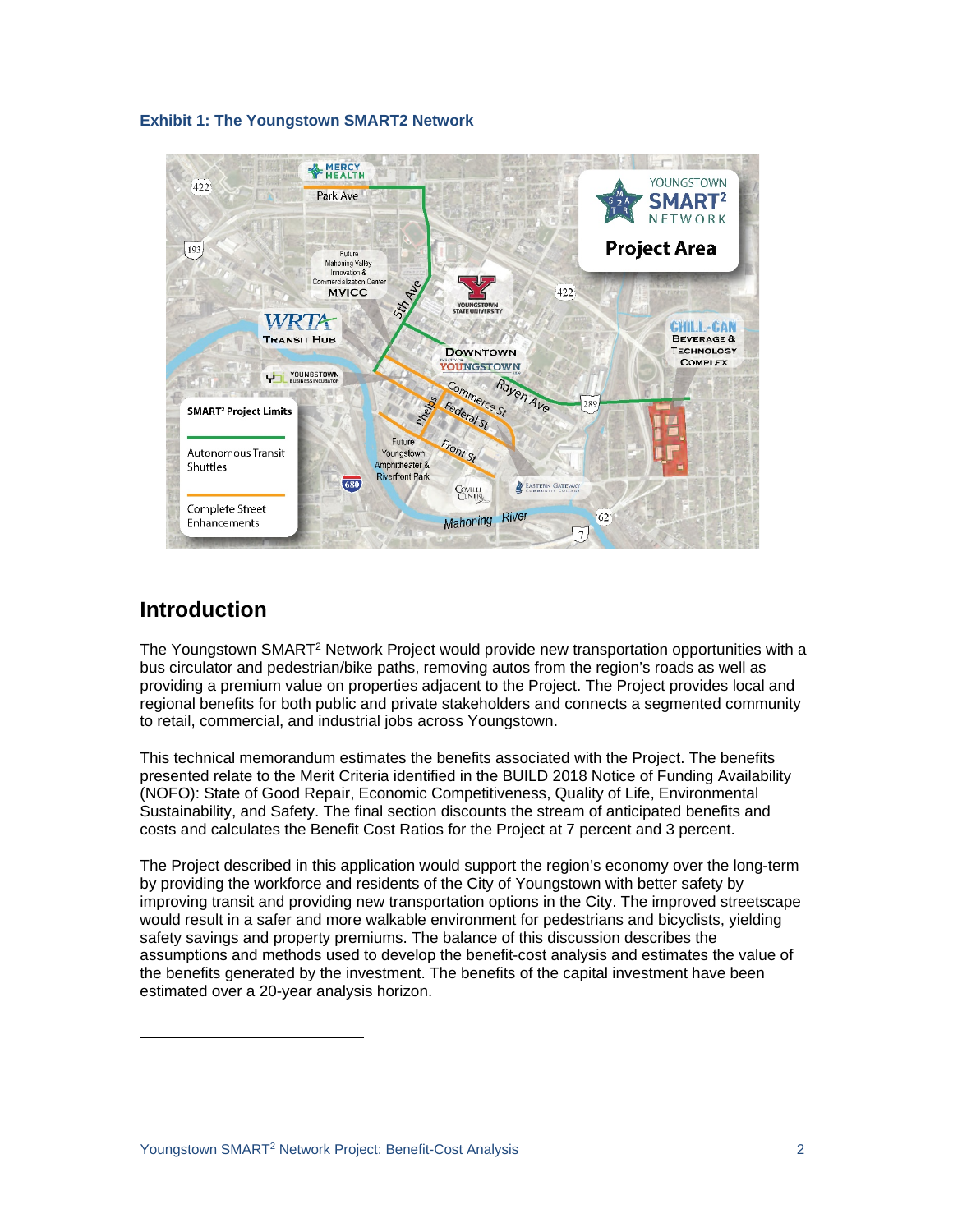**Exhibit 1: The Youngstown SMART2 Network**

## Introduction

The Youngstown SMART[2] Network Project would provide new transportation opportunities with a bus circulator and pedestrian/bike paths, removing autos from the region's roads as well as providing a premium value on properties adjacent to the Project. The Project provides local and regional benefits for both public and private stakeholders and connects a segmented community to retail, commercial, and industrial jobs across Youngstown.

This technical memorandum estimates the benefits associated with the Project. The benefits presented relate to the Merit Criteria identified in the BUILD 2018 Notice of Funding Availability (NOFO): State of Good Repair, Economic Competitiveness, Quality of Life, Environmental Sustainability, and Safety. The final section discounts the stream of anticipated benefits and costs and calculates the Benefit Cost Ratios for the Project at 7 percent and 3 percent.

The Project described in this application would support the region's economy over the long-term by providing the workforce and residents of the City of Youngstown with better safety by improving transit and providing new transportation options in the City. The improved streetscape would result in a safer and more walkable environment for pedestrians and bicyclists, yielding safety savings and property premiums. The balance of this discussion describes the assumptions and methods used to develop the benefit-cost analysis and estimates the value of the benefits generated by the investment. The benefits of the capital investment have been estimated over a 20-year analysis horizon.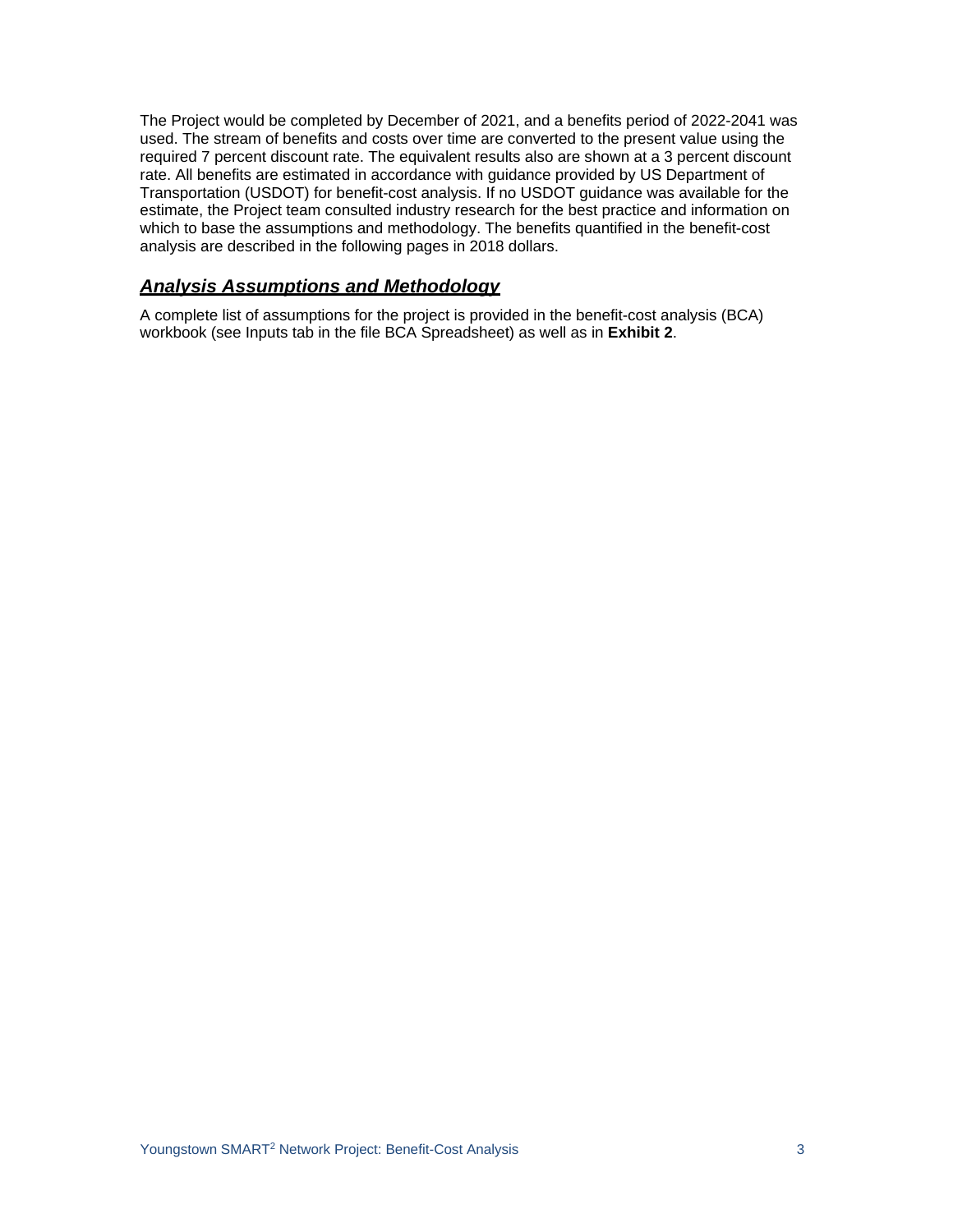The Project would be completed by December of 2021, and a benefits period of 2022-2041 was used. The stream of benefits and costs over time are converted to the present value using the required 7 percent discount rate. The equivalent results also are shown at a 3 percent discount rate. All benefits are estimated in accordance with guidance provided by US Department of Transportation (USDOT) for benefit-cost analysis. If no USDOT guidance was available for the estimate, the Project team consulted industry research for the best practice and information on which to base the assumptions and methodology. The benefits quantified in the benefit-cost analysis are described in the following pages in 2018 dollars.

## ***Analysis Assumptions and Methodology***

A complete list of assumptions for the project is provided in the benefit-cost analysis (BCA) workbook (see Inputs tab in the file BCA Spreadsheet) as well as in **Exhibit 2**.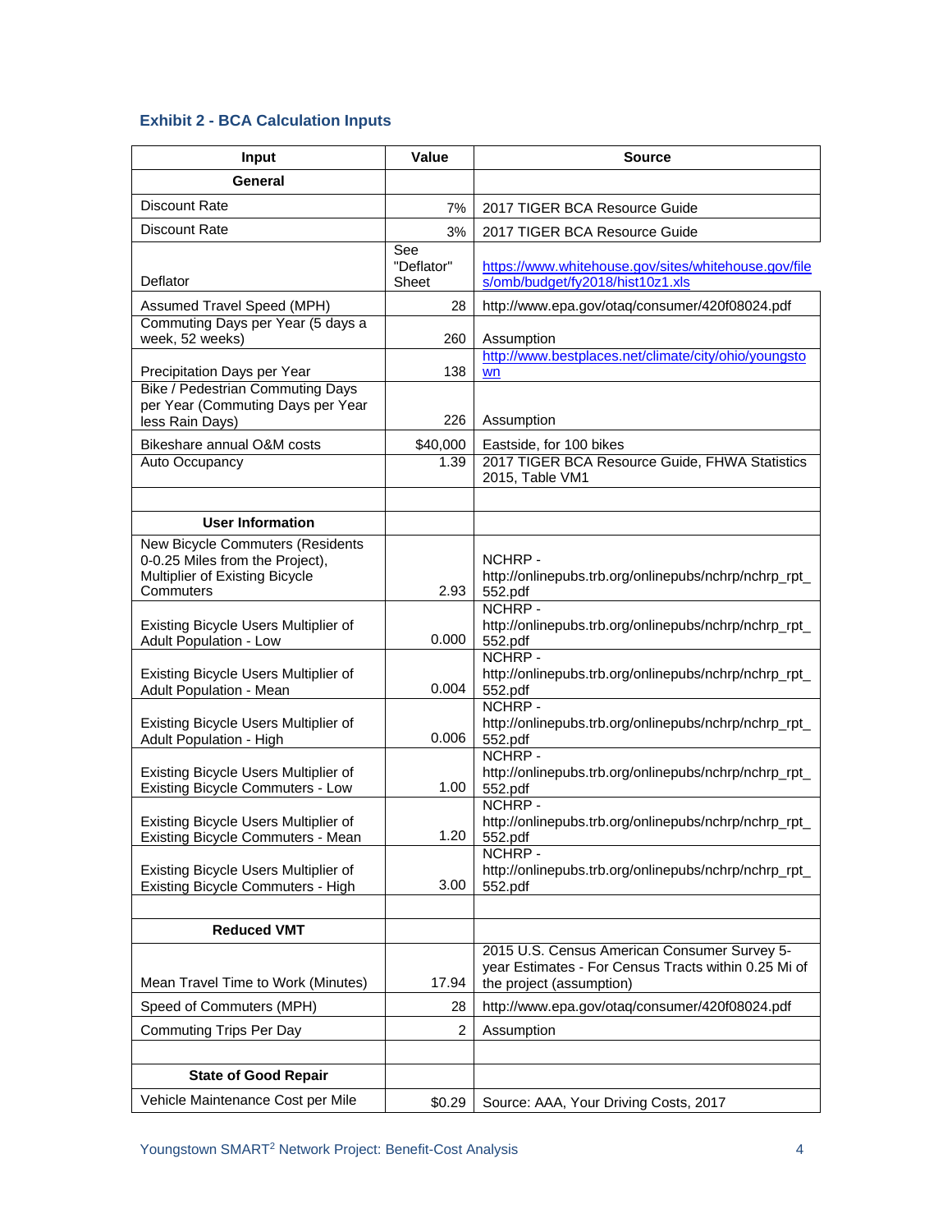### Exhibit 2 - BCA Calculation Inputs

| Input | Value | Source |
|---|---|---|
| **General** | | |
| Discount Rate | 7% | 2017 TIGER BCA Resource Guide |
| Discount Rate | 3% | 2017 TIGER BCA Resource Guide |
| Deflator | See "Deflator" Sheet | https://www.whitehouse.gov/sites/whitehouse.gov/files/omb/budget/fy2018/hist10z1.xls |
| Assumed Travel Speed (MPH) | 28 | http://www.epa.gov/otaq/consumer/420f08024.pdf |
| Commuting Days per Year (5 days a week, 52 weeks) | 260 | Assumption |
| Precipitation Days per Year | 138 | http://www.bestplaces.net/climate/city/ohio/youngstown |
| Bike / Pedestrian Commuting Days per Year (Commuting Days per Year less Rain Days) | 226 | Assumption |
| Bikeshare annual O&M costs | $40,000 | Eastside, for 100 bikes |
| Auto Occupancy | 1.39 | 2017 TIGER BCA Resource Guide, FHWA Statistics 2015, Table VM1 |
| | | |
| **User Information** | | |
| New Bicycle Commuters (Residents 0-0.25 Miles from the Project), Multiplier of Existing Bicycle Commuters | 2.93 | NCHRP - http://onlinepubs.trb.org/onlinepubs/nchrp/nchrp_rpt_552.pdf |
| Existing Bicycle Users Multiplier of Adult Population - Low | 0.000 | NCHRP - http://onlinepubs.trb.org/onlinepubs/nchrp/nchrp_rpt_552.pdf |
| Existing Bicycle Users Multiplier of Adult Population - Mean | 0.004 | NCHRP - http://onlinepubs.trb.org/onlinepubs/nchrp/nchrp_rpt_552.pdf |
| Existing Bicycle Users Multiplier of Adult Population - High | 0.006 | NCHRP - http://onlinepubs.trb.org/onlinepubs/nchrp/nchrp_rpt_552.pdf |
| Existing Bicycle Users Multiplier of Existing Bicycle Commuters - Low | 1.00 | NCHRP - http://onlinepubs.trb.org/onlinepubs/nchrp/nchrp_rpt_552.pdf |
| Existing Bicycle Users Multiplier of Existing Bicycle Commuters - Mean | 1.20 | NCHRP - http://onlinepubs.trb.org/onlinepubs/nchrp/nchrp_rpt_552.pdf |
| Existing Bicycle Users Multiplier of Existing Bicycle Commuters - High | 3.00 | NCHRP - http://onlinepubs.trb.org/onlinepubs/nchrp/nchrp_rpt_552.pdf |
| | | |
| **Reduced VMT** | | |
| Mean Travel Time to Work (Minutes) | 17.94 | 2015 U.S. Census American Consumer Survey 5-year Estimates - For Census Tracts within 0.25 Mi of the project (assumption) |
| Speed of Commuters (MPH) | 28 | http://www.epa.gov/otaq/consumer/420f08024.pdf |
| Commuting Trips Per Day | 2 | Assumption |
| | | |
| **State of Good Repair** | | |
| Vehicle Maintenance Cost per Mile | $0.29 | Source: AAA, Your Driving Costs, 2017 |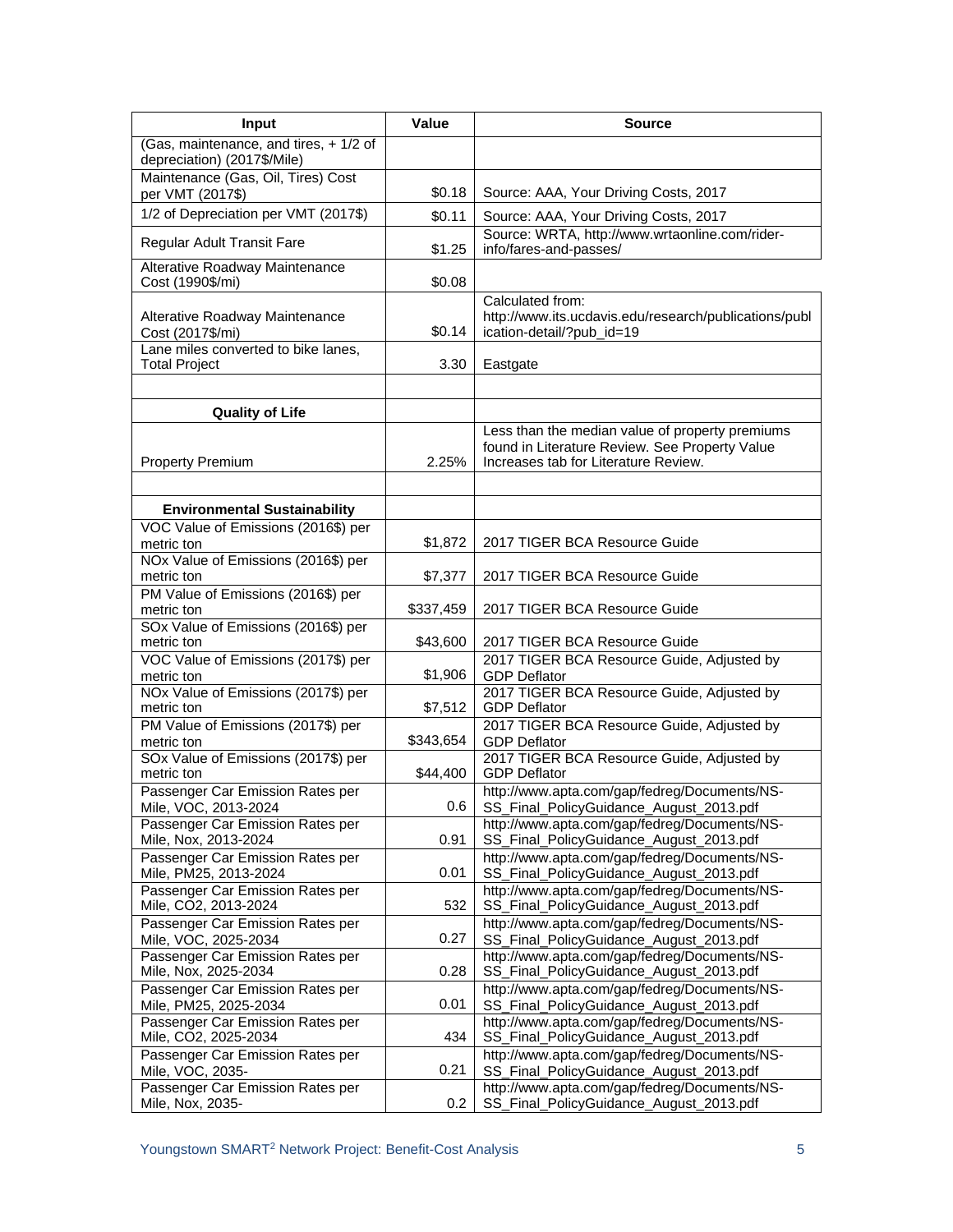| Input | Value | Source |
|---|---|---|
| (Gas, maintenance, and tires, + 1/2 of depreciation) (2017$/Mile) | | |
| Maintenance (Gas, Oil, Tires) Cost per VMT (2017$) | $0.18 | Source: AAA, Your Driving Costs, 2017 |
| 1/2 of Depreciation per VMT (2017$) | $0.11 | Source: AAA, Your Driving Costs, 2017 |
| Regular Adult Transit Fare | $1.25 | Source: WRTA, http://www.wrtaonline.com/rider-info/fares-and-passes/ |
| Alterative Roadway Maintenance Cost (1990$/mi) | $0.08 | |
| Alterative Roadway Maintenance Cost (2017$/mi) | $0.14 | Calculated from: http://www.its.ucdavis.edu/research/publications/publication-detail/?pub_id=19 |
| Lane miles converted to bike lanes, Total Project | 3.30 | Eastgate |
| | | |
| **Quality of Life** | | |
| Property Premium | 2.25% | Less than the median value of property premiums found in Literature Review. See Property Value Increases tab for Literature Review. |
| | | |
| **Environmental Sustainability** | | |
| VOC Value of Emissions (2016$) per metric ton | $1,872 | 2017 TIGER BCA Resource Guide |
| NOx Value of Emissions (2016$) per metric ton | $7,377 | 2017 TIGER BCA Resource Guide |
| PM Value of Emissions (2016$) per metric ton | $337,459 | 2017 TIGER BCA Resource Guide |
| SOx Value of Emissions (2016$) per metric ton | $43,600 | 2017 TIGER BCA Resource Guide |
| VOC Value of Emissions (2017$) per metric ton | $1,906 | 2017 TIGER BCA Resource Guide, Adjusted by GDP Deflator |
| NOx Value of Emissions (2017$) per metric ton | $7,512 | 2017 TIGER BCA Resource Guide, Adjusted by GDP Deflator |
| PM Value of Emissions (2017$) per metric ton | $343,654 | 2017 TIGER BCA Resource Guide, Adjusted by GDP Deflator |
| SOx Value of Emissions (2017$) per metric ton | $44,400 | 2017 TIGER BCA Resource Guide, Adjusted by GDP Deflator |
| Passenger Car Emission Rates per Mile, VOC, 2013-2024 | 0.6 | http://www.apta.com/gap/fedreg/Documents/NS-SS_Final_PolicyGuidance_August_2013.pdf |
| Passenger Car Emission Rates per Mile, Nox, 2013-2024 | 0.91 | http://www.apta.com/gap/fedreg/Documents/NS-SS_Final_PolicyGuidance_August_2013.pdf |
| Passenger Car Emission Rates per Mile, PM25, 2013-2024 | 0.01 | http://www.apta.com/gap/fedreg/Documents/NS-SS_Final_PolicyGuidance_August_2013.pdf |
| Passenger Car Emission Rates per Mile, CO2, 2013-2024 | 532 | http://www.apta.com/gap/fedreg/Documents/NS-SS_Final_PolicyGuidance_August_2013.pdf |
| Passenger Car Emission Rates per Mile, VOC, 2025-2034 | 0.27 | http://www.apta.com/gap/fedreg/Documents/NS-SS_Final_PolicyGuidance_August_2013.pdf |
| Passenger Car Emission Rates per Mile, Nox, 2025-2034 | 0.28 | http://www.apta.com/gap/fedreg/Documents/NS-SS_Final_PolicyGuidance_August_2013.pdf |
| Passenger Car Emission Rates per Mile, PM25, 2025-2034 | 0.01 | http://www.apta.com/gap/fedreg/Documents/NS-SS_Final_PolicyGuidance_August_2013.pdf |
| Passenger Car Emission Rates per Mile, CO2, 2025-2034 | 434 | http://www.apta.com/gap/fedreg/Documents/NS-SS_Final_PolicyGuidance_August_2013.pdf |
| Passenger Car Emission Rates per Mile, VOC, 2035- | 0.21 | http://www.apta.com/gap/fedreg/Documents/NS-SS_Final_PolicyGuidance_August_2013.pdf |
| Passenger Car Emission Rates per Mile, Nox, 2035- | 0.2 | http://www.apta.com/gap/fedreg/Documents/NS-SS_Final_PolicyGuidance_August_2013.pdf |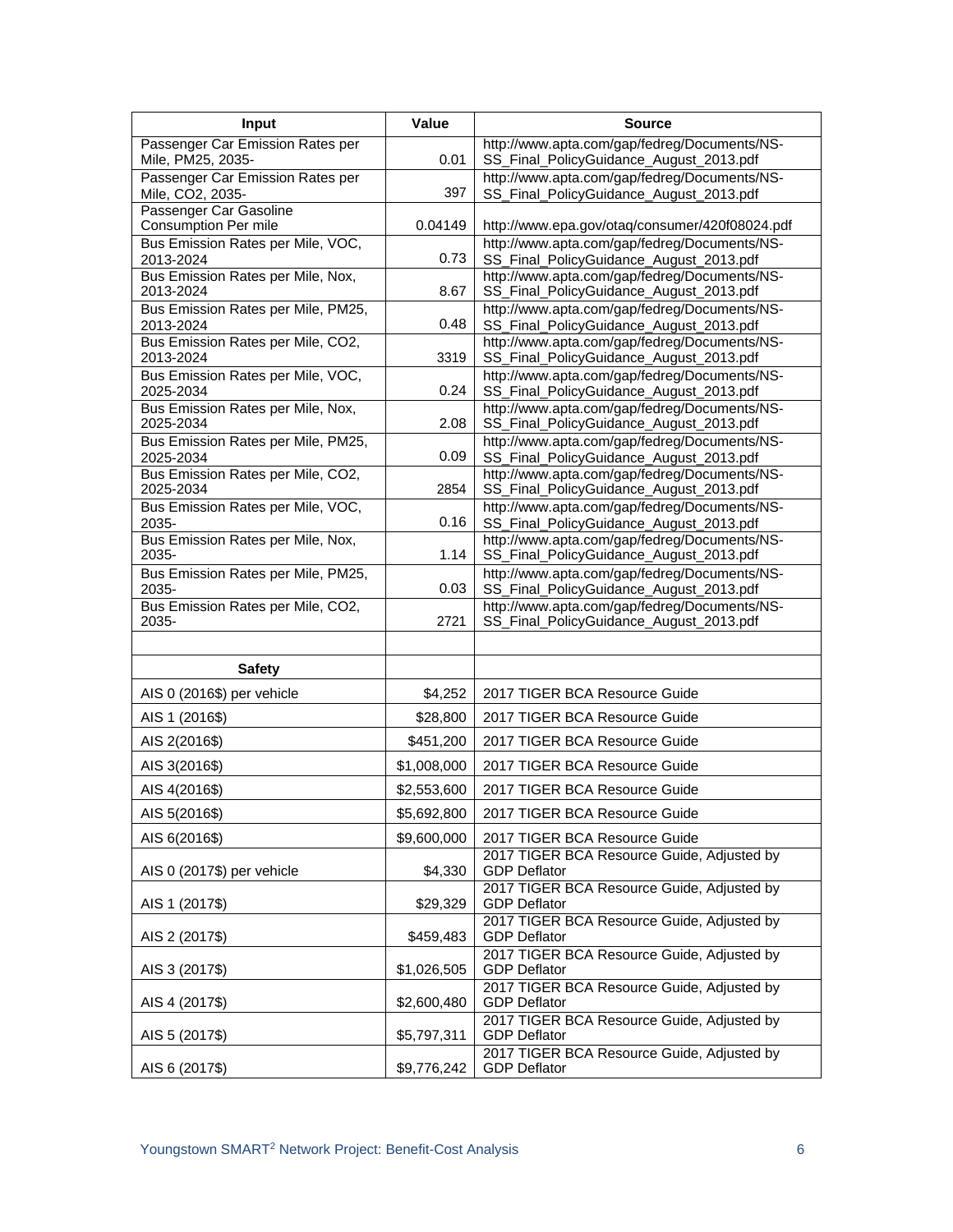| Input | Value | Source |
|---|---|---|
| Passenger Car Emission Rates per Mile, PM25, 2035- | 0.01 | http://www.apta.com/gap/fedreg/Documents/NS-SS_Final_PolicyGuidance_August_2013.pdf |
| Passenger Car Emission Rates per Mile, CO2, 2035- | 397 | http://www.apta.com/gap/fedreg/Documents/NS-SS_Final_PolicyGuidance_August_2013.pdf |
| Passenger Car Gasoline Consumption Per mile | 0.04149 | http://www.epa.gov/otaq/consumer/420f08024.pdf |
| Bus Emission Rates per Mile, VOC, 2013-2024 | 0.73 | http://www.apta.com/gap/fedreg/Documents/NS-SS_Final_PolicyGuidance_August_2013.pdf |
| Bus Emission Rates per Mile, Nox, 2013-2024 | 8.67 | http://www.apta.com/gap/fedreg/Documents/NS-SS_Final_PolicyGuidance_August_2013.pdf |
| Bus Emission Rates per Mile, PM25, 2013-2024 | 0.48 | http://www.apta.com/gap/fedreg/Documents/NS-SS_Final_PolicyGuidance_August_2013.pdf |
| Bus Emission Rates per Mile, CO2, 2013-2024 | 3319 | http://www.apta.com/gap/fedreg/Documents/NS-SS_Final_PolicyGuidance_August_2013.pdf |
| Bus Emission Rates per Mile, VOC, 2025-2034 | 0.24 | http://www.apta.com/gap/fedreg/Documents/NS-SS_Final_PolicyGuidance_August_2013.pdf |
| Bus Emission Rates per Mile, Nox, 2025-2034 | 2.08 | http://www.apta.com/gap/fedreg/Documents/NS-SS_Final_PolicyGuidance_August_2013.pdf |
| Bus Emission Rates per Mile, PM25, 2025-2034 | 0.09 | http://www.apta.com/gap/fedreg/Documents/NS-SS_Final_PolicyGuidance_August_2013.pdf |
| Bus Emission Rates per Mile, CO2, 2025-2034 | 2854 | http://www.apta.com/gap/fedreg/Documents/NS-SS_Final_PolicyGuidance_August_2013.pdf |
| Bus Emission Rates per Mile, VOC, 2035- | 0.16 | http://www.apta.com/gap/fedreg/Documents/NS-SS_Final_PolicyGuidance_August_2013.pdf |
| Bus Emission Rates per Mile, Nox, 2035- | 1.14 | http://www.apta.com/gap/fedreg/Documents/NS-SS_Final_PolicyGuidance_August_2013.pdf |
| Bus Emission Rates per Mile, PM25, 2035- | 0.03 | http://www.apta.com/gap/fedreg/Documents/NS-SS_Final_PolicyGuidance_August_2013.pdf |
| Bus Emission Rates per Mile, CO2, 2035- | 2721 | http://www.apta.com/gap/fedreg/Documents/NS-SS_Final_PolicyGuidance_August_2013.pdf |
| | | |
| **Safety** | | |
| AIS 0 (2016$) per vehicle | $4,252 | 2017 TIGER BCA Resource Guide |
| AIS 1 (2016$) | $28,800 | 2017 TIGER BCA Resource Guide |
| AIS 2(2016$) | $451,200 | 2017 TIGER BCA Resource Guide |
| AIS 3(2016$) | $1,008,000 | 2017 TIGER BCA Resource Guide |
| AIS 4(2016$) | $2,553,600 | 2017 TIGER BCA Resource Guide |
| AIS 5(2016$) | $5,692,800 | 2017 TIGER BCA Resource Guide |
| AIS 6(2016$) | $9,600,000 | 2017 TIGER BCA Resource Guide |
| AIS 0 (2017$) per vehicle | $4,330 | 2017 TIGER BCA Resource Guide, Adjusted by GDP Deflator |
| AIS 1 (2017$) | $29,329 | 2017 TIGER BCA Resource Guide, Adjusted by GDP Deflator |
| AIS 2 (2017$) | $459,483 | 2017 TIGER BCA Resource Guide, Adjusted by GDP Deflator |
| AIS 3 (2017$) | $1,026,505 | 2017 TIGER BCA Resource Guide, Adjusted by GDP Deflator |
| AIS 4 (2017$) | $2,600,480 | 2017 TIGER BCA Resource Guide, Adjusted by GDP Deflator |
| AIS 5 (2017$) | $5,797,311 | 2017 TIGER BCA Resource Guide, Adjusted by GDP Deflator |
| AIS 6 (2017$) | $9,776,242 | 2017 TIGER BCA Resource Guide, Adjusted by GDP Deflator |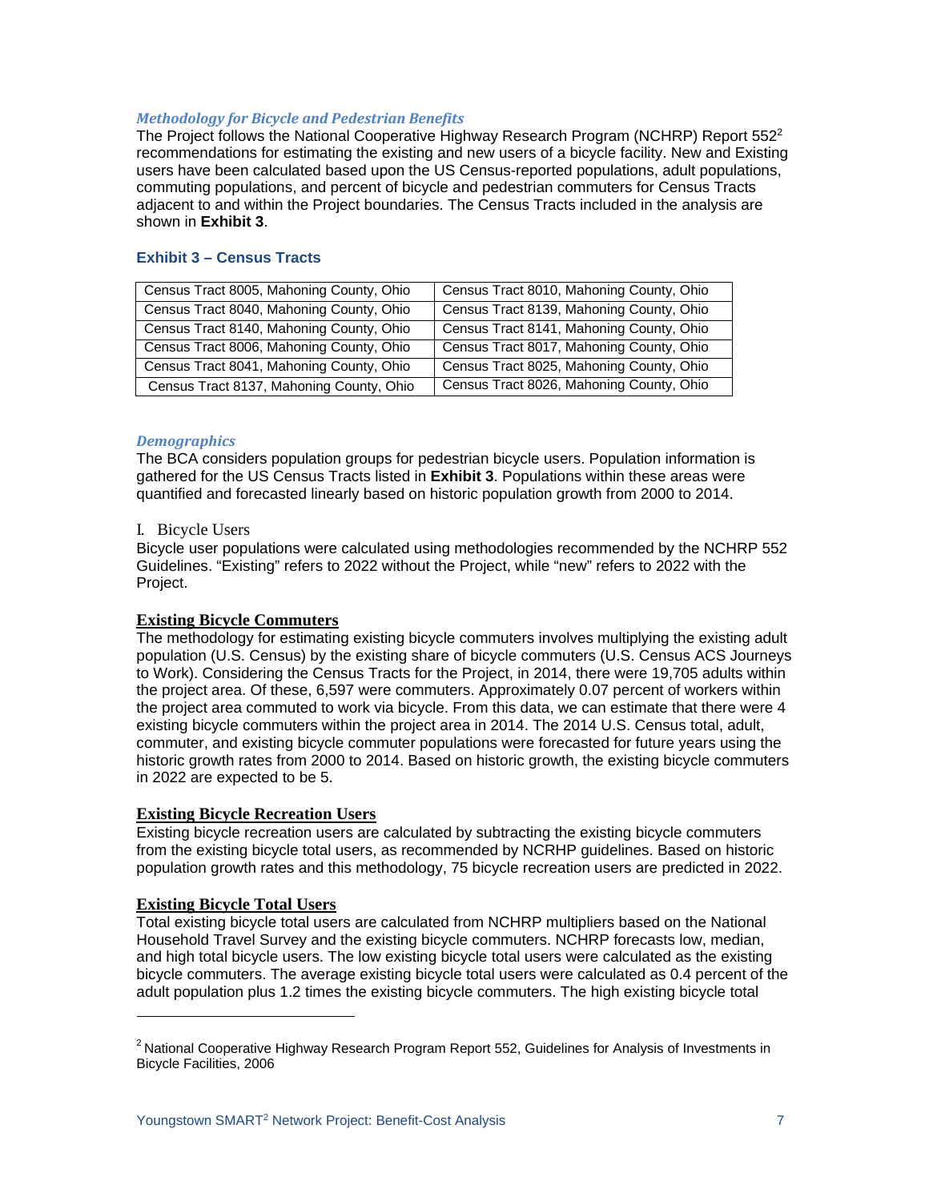### *Methodology for Bicycle and Pedestrian Benefits*

The Project follows the National Cooperative Highway Research Program (NCHRP) Report 552[2] recommendations for estimating the existing and new users of a bicycle facility. New and Existing users have been calculated based upon the US Census-reported populations, adult populations, commuting populations, and percent of bicycle and pedestrian commuters for Census Tracts adjacent to and within the Project boundaries. The Census Tracts included in the analysis are shown in **Exhibit 3**.

**Exhibit 3 – Census Tracts**

| | |
|---|---|
| Census Tract 8005, Mahoning County, Ohio | Census Tract 8010, Mahoning County, Ohio |
| Census Tract 8040, Mahoning County, Ohio | Census Tract 8139, Mahoning County, Ohio |
| Census Tract 8140, Mahoning County, Ohio | Census Tract 8141, Mahoning County, Ohio |
| Census Tract 8006, Mahoning County, Ohio | Census Tract 8017, Mahoning County, Ohio |
| Census Tract 8041, Mahoning County, Ohio | Census Tract 8025, Mahoning County, Ohio |
| Census Tract 8137, Mahoning County, Ohio | Census Tract 8026, Mahoning County, Ohio |

### *Demographics*

The BCA considers population groups for pedestrian bicycle users. Population information is gathered for the US Census Tracts listed in **Exhibit 3**. Populations within these areas were quantified and forecasted linearly based on historic population growth from 2000 to 2014.

I. Bicycle Users

Bicycle user populations were calculated using methodologies recommended by the NCHRP 552 Guidelines. "Existing" refers to 2022 without the Project, while "new" refers to 2022 with the Project.

**Existing Bicycle Commuters**

The methodology for estimating existing bicycle commuters involves multiplying the existing adult population (U.S. Census) by the existing share of bicycle commuters (U.S. Census ACS Journeys to Work). Considering the Census Tracts for the Project, in 2014, there were 19,705 adults within the project area. Of these, 6,597 were commuters. Approximately 0.07 percent of workers within the project area commuted to work via bicycle. From this data, we can estimate that there were 4 existing bicycle commuters within the project area in 2014. The 2014 U.S. Census total, adult, commuter, and existing bicycle commuter populations were forecasted for future years using the historic growth rates from 2000 to 2014. Based on historic growth, the existing bicycle commuters in 2022 are expected to be 5.

**Existing Bicycle Recreation Users**

Existing bicycle recreation users are calculated by subtracting the existing bicycle commuters from the existing bicycle total users, as recommended by NCRHP guidelines. Based on historic population growth rates and this methodology, 75 bicycle recreation users are predicted in 2022.

**Existing Bicycle Total Users**

Total existing bicycle total users are calculated from NCHRP multipliers based on the National Household Travel Survey and the existing bicycle commuters. NCHRP forecasts low, median, and high total bicycle users. The low existing bicycle total users were calculated as the existing bicycle commuters. The average existing bicycle total users were calculated as 0.4 percent of the adult population plus 1.2 times the existing bicycle commuters. The high existing bicycle total

---

[2] National Cooperative Highway Research Program Report 552, Guidelines for Analysis of Investments in Bicycle Facilities, 2006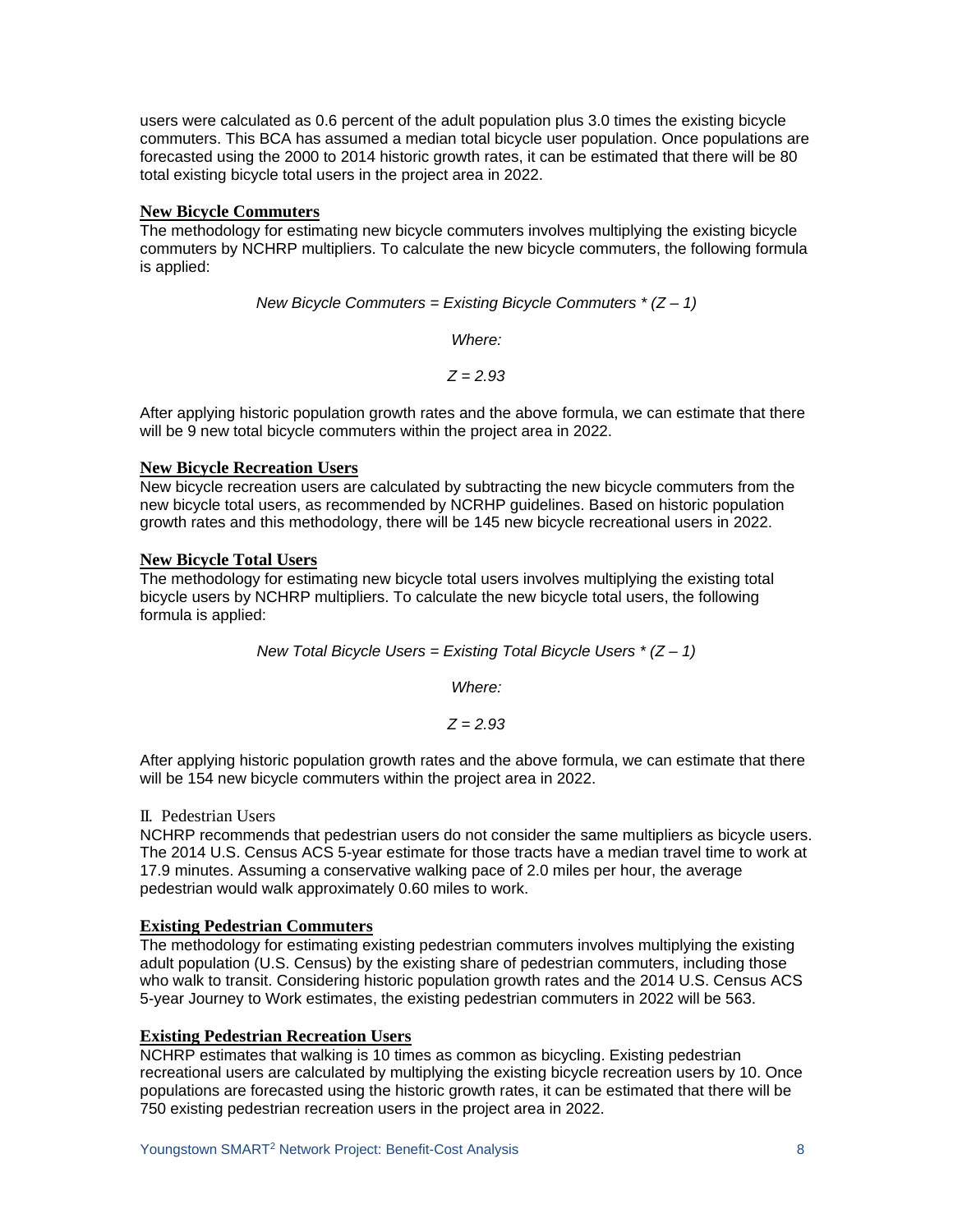users were calculated as 0.6 percent of the adult population plus 3.0 times the existing bicycle commuters. This BCA has assumed a median total bicycle user population. Once populations are forecasted using the 2000 to 2014 historic growth rates, it can be estimated that there will be 80 total existing bicycle total users in the project area in 2022.

### New Bicycle Commuters

The methodology for estimating new bicycle commuters involves multiplying the existing bicycle commuters by NCHRP multipliers. To calculate the new bicycle commuters, the following formula is applied:

*New Bicycle Commuters = Existing Bicycle Commuters * (Z – 1)*

*Where:*

$Z = 2.93$

After applying historic population growth rates and the above formula, we can estimate that there will be 9 new total bicycle commuters within the project area in 2022.

### New Bicycle Recreation Users

New bicycle recreation users are calculated by subtracting the new bicycle commuters from the new bicycle total users, as recommended by NCRHP guidelines. Based on historic population growth rates and this methodology, there will be 145 new bicycle recreational users in 2022.

### New Bicycle Total Users

The methodology for estimating new bicycle total users involves multiplying the existing total bicycle users by NCHRP multipliers. To calculate the new bicycle total users, the following formula is applied:

*New Total Bicycle Users = Existing Total Bicycle Users * (Z – 1)*

*Where:*

$Z = 2.93$

After applying historic population growth rates and the above formula, we can estimate that there will be 154 new bicycle commuters within the project area in 2022.

## II. Pedestrian Users

NCHRP recommends that pedestrian users do not consider the same multipliers as bicycle users. The 2014 U.S. Census ACS 5-year estimate for those tracts have a median travel time to work at 17.9 minutes. Assuming a conservative walking pace of 2.0 miles per hour, the average pedestrian would walk approximately 0.60 miles to work.

### Existing Pedestrian Commuters

The methodology for estimating existing pedestrian commuters involves multiplying the existing adult population (U.S. Census) by the existing share of pedestrian commuters, including those who walk to transit. Considering historic population growth rates and the 2014 U.S. Census ACS 5-year Journey to Work estimates, the existing pedestrian commuters in 2022 will be 563.

### Existing Pedestrian Recreation Users

NCHRP estimates that walking is 10 times as common as bicycling. Existing pedestrian recreational users are calculated by multiplying the existing bicycle recreation users by 10. Once populations are forecasted using the historic growth rates, it can be estimated that there will be 750 existing pedestrian recreation users in the project area in 2022.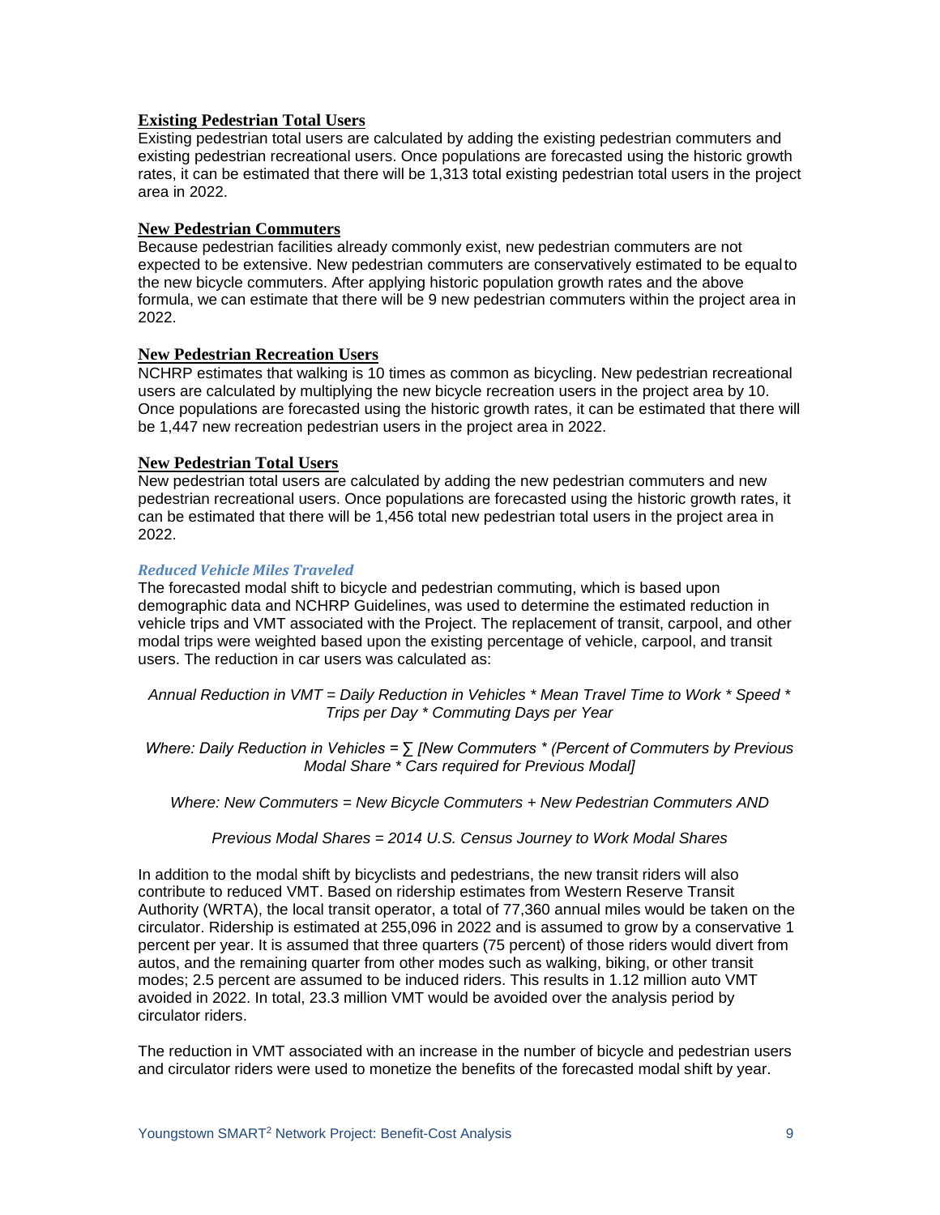### Existing Pedestrian Total Users

Existing pedestrian total users are calculated by adding the existing pedestrian commuters and existing pedestrian recreational users. Once populations are forecasted using the historic growth rates, it can be estimated that there will be 1,313 total existing pedestrian total users in the project area in 2022.

### New Pedestrian Commuters

Because pedestrian facilities already commonly exist, new pedestrian commuters are not expected to be extensive. New pedestrian commuters are conservatively estimated to be equal to the new bicycle commuters. After applying historic population growth rates and the above formula, we can estimate that there will be 9 new pedestrian commuters within the project area in 2022.

### New Pedestrian Recreation Users

NCHRP estimates that walking is 10 times as common as bicycling. New pedestrian recreational users are calculated by multiplying the new bicycle recreation users in the project area by 10. Once populations are forecasted using the historic growth rates, it can be estimated that there will be 1,447 new recreation pedestrian users in the project area in 2022.

### New Pedestrian Total Users

New pedestrian total users are calculated by adding the new pedestrian commuters and new pedestrian recreational users. Once populations are forecasted using the historic growth rates, it can be estimated that there will be 1,456 total new pedestrian total users in the project area in 2022.

#### *Reduced Vehicle Miles Traveled*

The forecasted modal shift to bicycle and pedestrian commuting, which is based upon demographic data and NCHRP Guidelines, was used to determine the estimated reduction in vehicle trips and VMT associated with the Project. The replacement of transit, carpool, and other modal trips were weighted based upon the existing percentage of vehicle, carpool, and transit users. The reduction in car users was calculated as:

*Annual Reduction in VMT = Daily Reduction in Vehicles * Mean Travel Time to Work * Speed * Trips per Day * Commuting Days per Year*

*Where: Daily Reduction in Vehicles = ∑ [New Commuters * (Percent of Commuters by Previous Modal Share * Cars required for Previous Modal]*

*Where: New Commuters = New Bicycle Commuters + New Pedestrian Commuters AND*

*Previous Modal Shares = 2014 U.S. Census Journey to Work Modal Shares*

In addition to the modal shift by bicyclists and pedestrians, the new transit riders will also contribute to reduced VMT. Based on ridership estimates from Western Reserve Transit Authority (WRTA), the local transit operator, a total of 77,360 annual miles would be taken on the circulator. Ridership is estimated at 255,096 in 2022 and is assumed to grow by a conservative 1 percent per year. It is assumed that three quarters (75 percent) of those riders would divert from autos, and the remaining quarter from other modes such as walking, biking, or other transit modes; 2.5 percent are assumed to be induced riders. This results in 1.12 million auto VMT avoided in 2022. In total, 23.3 million VMT would be avoided over the analysis period by circulator riders.

The reduction in VMT associated with an increase in the number of bicycle and pedestrian users and circulator riders were used to monetize the benefits of the forecasted modal shift by year.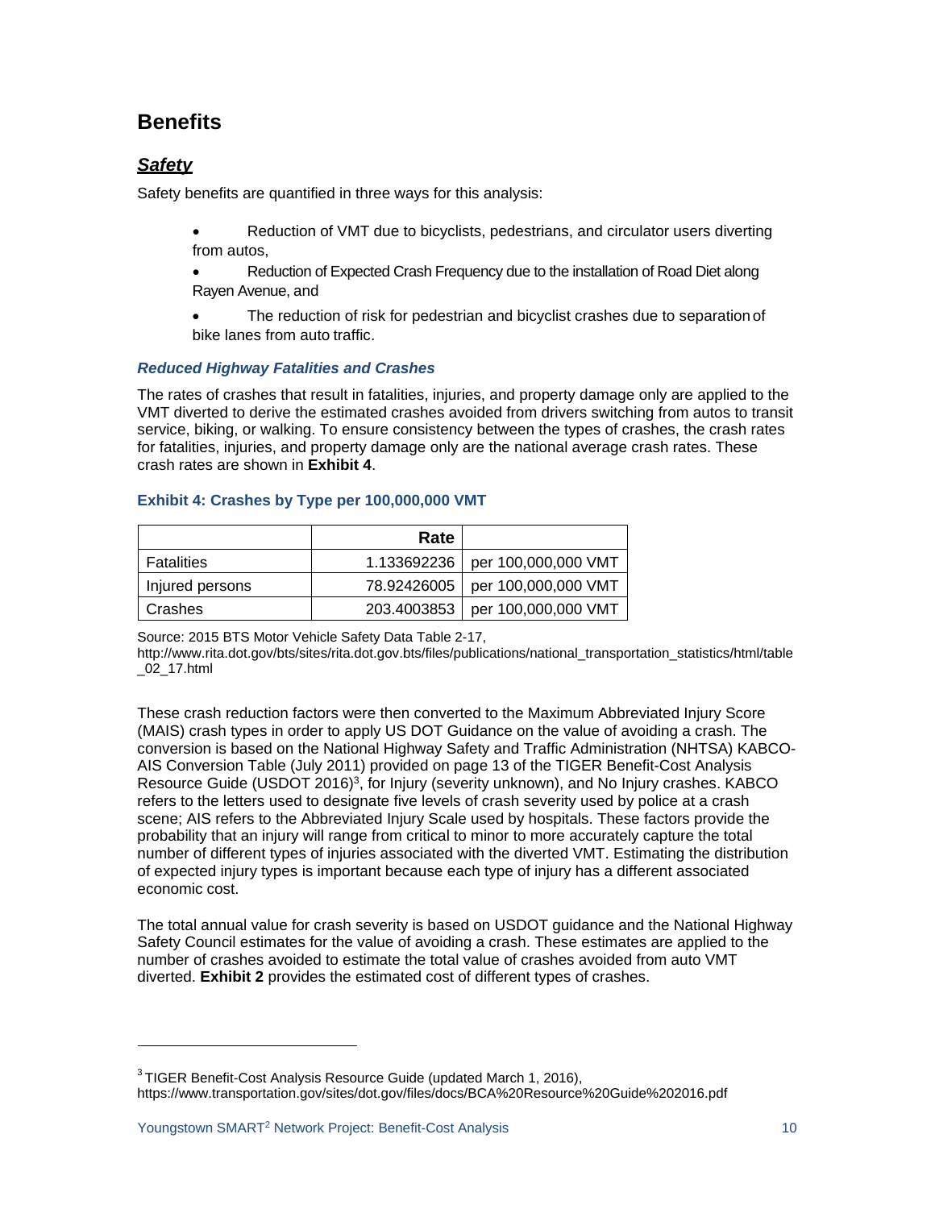## Benefits

### *Safety*

Safety benefits are quantified in three ways for this analysis:

- Reduction of VMT due to bicyclists, pedestrians, and circulator users diverting from autos,
- Reduction of Expected Crash Frequency due to the installation of Road Diet along Rayen Avenue, and
- The reduction of risk for pedestrian and bicyclist crashes due to separation of bike lanes from auto traffic.

#### *Reduced Highway Fatalities and Crashes*

The rates of crashes that result in fatalities, injuries, and property damage only are applied to the VMT diverted to derive the estimated crashes avoided from drivers switching from autos to transit service, biking, or walking. To ensure consistency between the types of crashes, the crash rates for fatalities, injuries, and property damage only are the national average crash rates. These crash rates are shown in **Exhibit 4**.

**Exhibit 4: Crashes by Type per 100,000,000 VMT**

| | Rate | |
|---|---|---|
| Fatalities | 1.133692236 | per 100,000,000 VMT |
| Injured persons | 78.92426005 | per 100,000,000 VMT |
| Crashes | 203.4003853 | per 100,000,000 VMT |

Source: 2015 BTS Motor Vehicle Safety Data Table 2-17, http://www.rita.dot.gov/bts/sites/rita.dot.gov.bts/files/publications/national_transportation_statistics/html/table_02_17.html

These crash reduction factors were then converted to the Maximum Abbreviated Injury Score (MAIS) crash types in order to apply US DOT Guidance on the value of avoiding a crash. The conversion is based on the National Highway Safety and Traffic Administration (NHTSA) KABCO-AIS Conversion Table (July 2011) provided on page 13 of the TIGER Benefit-Cost Analysis Resource Guide (USDOT 2016)[3], for Injury (severity unknown), and No Injury crashes. KABCO refers to the letters used to designate five levels of crash severity used by police at a crash scene; AIS refers to the Abbreviated Injury Scale used by hospitals. These factors provide the probability that an injury will range from critical to minor to more accurately capture the total number of different types of injuries associated with the diverted VMT. Estimating the distribution of expected injury types is important because each type of injury has a different associated economic cost.

The total annual value for crash severity is based on USDOT guidance and the National Highway Safety Council estimates for the value of avoiding a crash. These estimates are applied to the number of crashes avoided to estimate the total value of crashes avoided from auto VMT diverted. **Exhibit 2** provides the estimated cost of different types of crashes.

[3] TIGER Benefit-Cost Analysis Resource Guide (updated March 1, 2016), https://www.transportation.gov/sites/dot.gov/files/docs/BCA%20Resource%20Guide%202016.pdf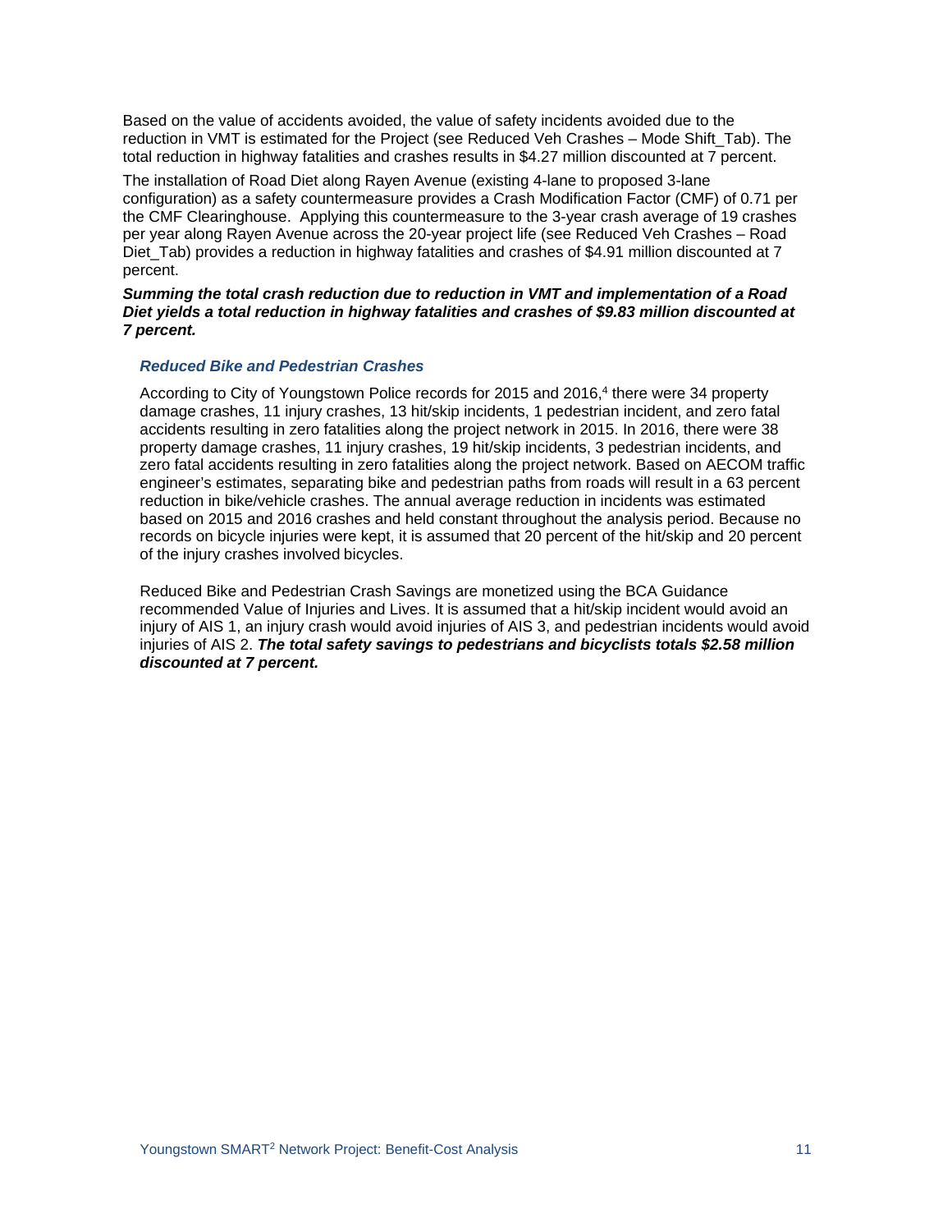Based on the value of accidents avoided, the value of safety incidents avoided due to the reduction in VMT is estimated for the Project (see Reduced Veh Crashes – Mode Shift_Tab). The total reduction in highway fatalities and crashes results in $4.27 million discounted at 7 percent.

The installation of Road Diet along Rayen Avenue (existing 4-lane to proposed 3-lane configuration) as a safety countermeasure provides a Crash Modification Factor (CMF) of 0.71 per the CMF Clearinghouse. Applying this countermeasure to the 3-year crash average of 19 crashes per year along Rayen Avenue across the 20-year project life (see Reduced Veh Crashes – Road Diet_Tab) provides a reduction in highway fatalities and crashes of $4.91 million discounted at 7 percent.

***Summing the total crash reduction due to reduction in VMT and implementation of a Road Diet yields a total reduction in highway fatalities and crashes of $9.83 million discounted at 7 percent.***

### *Reduced Bike and Pedestrian Crashes*

According to City of Youngstown Police records for 2015 and 2016,[4] there were 34 property damage crashes, 11 injury crashes, 13 hit/skip incidents, 1 pedestrian incident, and zero fatal accidents resulting in zero fatalities along the project network in 2015. In 2016, there were 38 property damage crashes, 11 injury crashes, 19 hit/skip incidents, 3 pedestrian incidents, and zero fatal accidents resulting in zero fatalities along the project network. Based on AECOM traffic engineer's estimates, separating bike and pedestrian paths from roads will result in a 63 percent reduction in bike/vehicle crashes. The annual average reduction in incidents was estimated based on 2015 and 2016 crashes and held constant throughout the analysis period. Because no records on bicycle injuries were kept, it is assumed that 20 percent of the hit/skip and 20 percent of the injury crashes involved bicycles.

Reduced Bike and Pedestrian Crash Savings are monetized using the BCA Guidance recommended Value of Injuries and Lives. It is assumed that a hit/skip incident would avoid an injury of AIS 1, an injury crash would avoid injuries of AIS 3, and pedestrian incidents would avoid injuries of AIS 2. ***The total safety savings to pedestrians and bicyclists totals $2.58 million discounted at 7 percent.***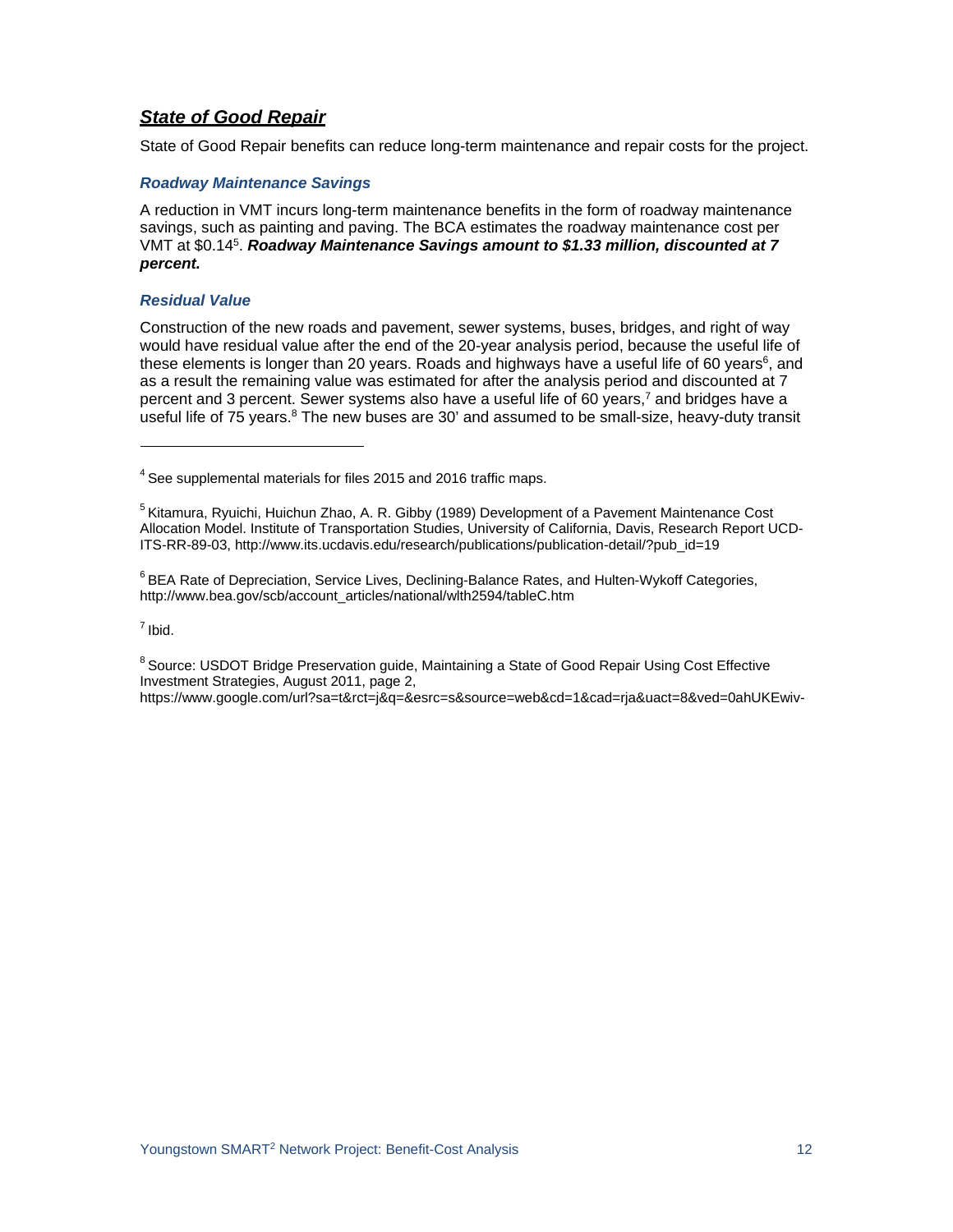## ***State of Good Repair***

State of Good Repair benefits can reduce long-term maintenance and repair costs for the project.

### *Roadway Maintenance Savings*

A reduction in VMT incurs long-term maintenance benefits in the form of roadway maintenance savings, such as painting and paving. The BCA estimates the roadway maintenance cost per VMT at $0.14[5]. ***Roadway Maintenance Savings amount to $1.33 million, discounted at 7 percent.***

### *Residual Value*

Construction of the new roads and pavement, sewer systems, buses, bridges, and right of way would have residual value after the end of the 20-year analysis period, because the useful life of these elements is longer than 20 years. Roads and highways have a useful life of 60 years[6], and as a result the remaining value was estimated for after the analysis period and discounted at 7 percent and 3 percent. Sewer systems also have a useful life of 60 years,[7] and bridges have a useful life of 75 years.[8] The new buses are 30' and assumed to be small-size, heavy-duty transit

---

[4] See supplemental materials for files 2015 and 2016 traffic maps.

[5] Kitamura, Ryuichi, Huichun Zhao, A. R. Gibby (1989) Development of a Pavement Maintenance Cost Allocation Model. Institute of Transportation Studies, University of California, Davis, Research Report UCD-ITS-RR-89-03, http://www.its.ucdavis.edu/research/publications/publication-detail/?pub_id=19

[6] BEA Rate of Depreciation, Service Lives, Declining-Balance Rates, and Hulten-Wykoff Categories, http://www.bea.gov/scb/account_articles/national/wlth2594/tableC.htm

[7] Ibid.

[8] Source: USDOT Bridge Preservation guide, Maintaining a State of Good Repair Using Cost Effective Investment Strategies, August 2011, page 2, https://www.google.com/url?sa=t&rct=j&q=&esrc=s&source=web&cd=1&cad=rja&uact=8&ved=0ahUKEwiv-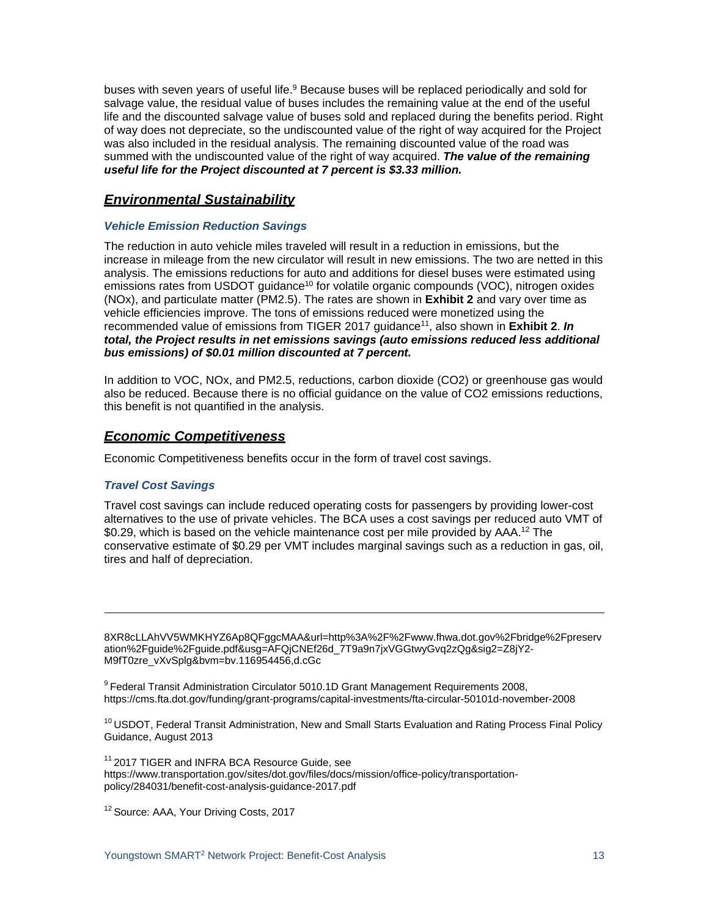buses with seven years of useful life.[9] Because buses will be replaced periodically and sold for salvage value, the residual value of buses includes the remaining value at the end of the useful life and the discounted salvage value of buses sold and replaced during the benefits period. Right of way does not depreciate, so the undiscounted value of the right of way acquired for the Project was also included in the residual analysis. The remaining discounted value of the road was summed with the undiscounted value of the right of way acquired. ***The value of the remaining useful life for the Project discounted at 7 percent is $3.33 million.***

## ***Environmental Sustainability***

### *Vehicle Emission Reduction Savings*

The reduction in auto vehicle miles traveled will result in a reduction in emissions, but the increase in mileage from the new circulator will result in new emissions. The two are netted in this analysis. The emissions reductions for auto and additions for diesel buses were estimated using emissions rates from USDOT guidance[10] for volatile organic compounds (VOC), nitrogen oxides (NOx), and particulate matter (PM2.5). The rates are shown in **Exhibit 2** and vary over time as vehicle efficiencies improve. The tons of emissions reduced were monetized using the recommended value of emissions from TIGER 2017 guidance[11], also shown in **Exhibit 2**. ***In total, the Project results in net emissions savings (auto emissions reduced less additional bus emissions) of $0.01 million discounted at 7 percent.***

In addition to VOC, NOx, and PM2.5, reductions, carbon dioxide ($CO_2$) or greenhouse gas would also be reduced. Because there is no official guidance on the value of $CO_2$ emissions reductions, this benefit is not quantified in the analysis.

## ***Economic Competitiveness***

Economic Competitiveness benefits occur in the form of travel cost savings.

### *Travel Cost Savings*

Travel cost savings can include reduced operating costs for passengers by providing lower-cost alternatives to the use of private vehicles. The BCA uses a cost savings per reduced auto VMT of $0.29, which is based on the vehicle maintenance cost per mile provided by AAA.[12] The conservative estimate of $0.29 per VMT includes marginal savings such as a reduction in gas, oil, tires and half of depreciation.

---

8XR8cLLAhVV5WMKHYZ6Ap8QFggcMAA&url=http%3A%2F%2Fwww.fhwa.dot.gov%2Fbridge%2Fpreservation%2Fguide%2Fguide.pdf&usg=AFQjCNEf26d_7T9a9n7jxVGGtwyGvq2zQg&sig2=Z8jY2-M9fT0zre_vXvSplg&bvm=bv.116954456,d.cGc

[9] Federal Transit Administration Circulator 5010.1D Grant Management Requirements 2008, https://cms.fta.dot.gov/funding/grant-programs/capital-investments/fta-circular-50101d-november-2008

[10] USDOT, Federal Transit Administration, New and Small Starts Evaluation and Rating Process Final Policy Guidance, August 2013

[11] 2017 TIGER and INFRA BCA Resource Guide, see https://www.transportation.gov/sites/dot.gov/files/docs/mission/office-policy/transportation-policy/284031/benefit-cost-analysis-guidance-2017.pdf

[12] Source: AAA, Your Driving Costs, 2017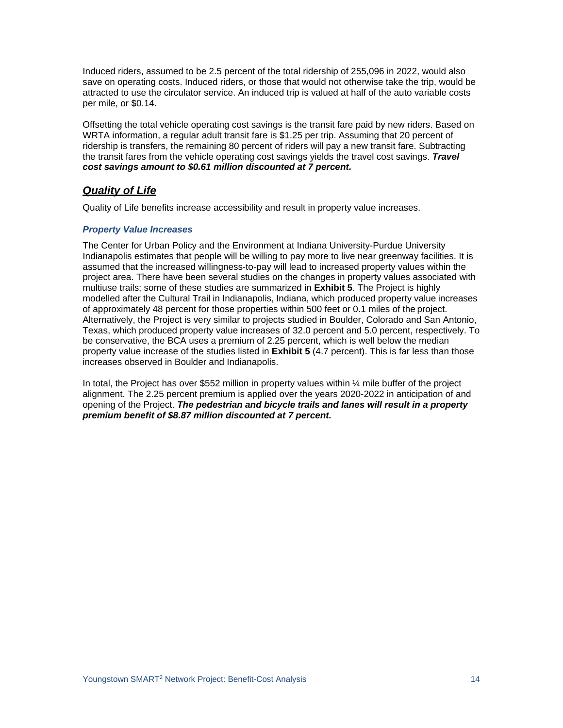Induced riders, assumed to be 2.5 percent of the total ridership of 255,096 in 2022, would also save on operating costs. Induced riders, or those that would not otherwise take the trip, would be attracted to use the circulator service. An induced trip is valued at half of the auto variable costs per mile, or $0.14.

Offsetting the total vehicle operating cost savings is the transit fare paid by new riders. Based on WRTA information, a regular adult transit fare is $1.25 per trip. Assuming that 20 percent of ridership is transfers, the remaining 80 percent of riders will pay a new transit fare. Subtracting the transit fares from the vehicle operating cost savings yields the travel cost savings. ***Travel cost savings amount to $0.61 million discounted at 7 percent.***

## *Quality of Life*

Quality of Life benefits increase accessibility and result in property value increases.

### *Property Value Increases*

The Center for Urban Policy and the Environment at Indiana University-Purdue University Indianapolis estimates that people will be willing to pay more to live near greenway facilities. It is assumed that the increased willingness-to-pay will lead to increased property values within the project area. There have been several studies on the changes in property values associated with multiuse trails; some of these studies are summarized in **Exhibit 5**. The Project is highly modelled after the Cultural Trail in Indianapolis, Indiana, which produced property value increases of approximately 48 percent for those properties within 500 feet or 0.1 miles of the project. Alternatively, the Project is very similar to projects studied in Boulder, Colorado and San Antonio, Texas, which produced property value increases of 32.0 percent and 5.0 percent, respectively. To be conservative, the BCA uses a premium of 2.25 percent, which is well below the median property value increase of the studies listed in **Exhibit 5** (4.7 percent). This is far less than those increases observed in Boulder and Indianapolis.

In total, the Project has over $552 million in property values within ¼ mile buffer of the project alignment. The 2.25 percent premium is applied over the years 2020-2022 in anticipation of and opening of the Project. ***The pedestrian and bicycle trails and lanes will result in a property premium benefit of $8.87 million discounted at 7 percent.***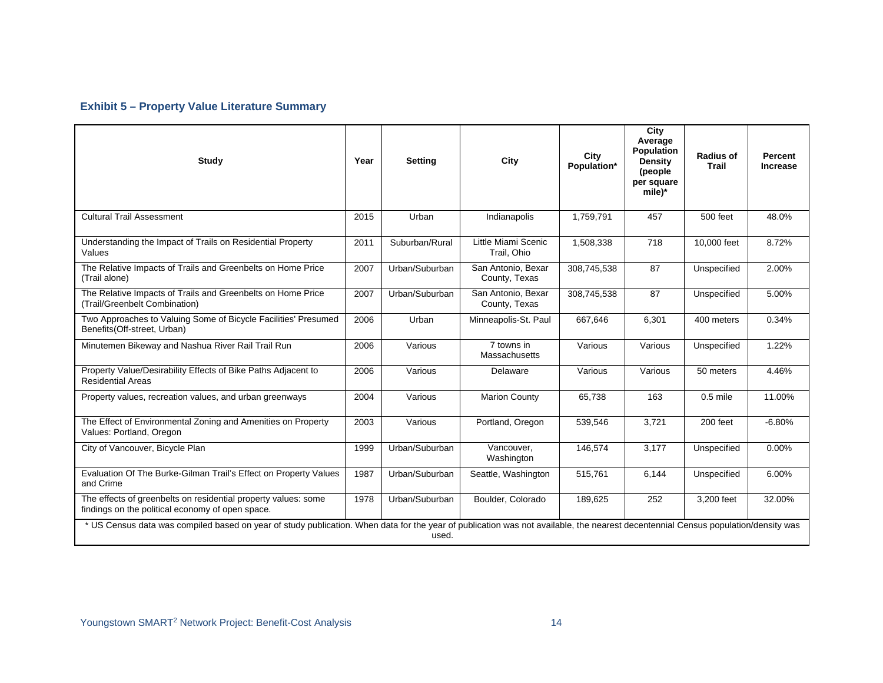### Exhibit 5 – Property Value Literature Summary

| Study | Year | Setting | City | City Population* | City Average Population Density (people per square mile)* | Radius of Trail | Percent Increase |
|---|---|---|---|---|---|---|---|
| Cultural Trail Assessment | 2015 | Urban | Indianapolis | 1,759,791 | 457 | 500 feet | 48.0% |
| Understanding the Impact of Trails on Residential Property Values | 2011 | Suburban/Rural | Little Miami Scenic Trail, Ohio | 1,508,338 | 718 | 10,000 feet | 8.72% |
| The Relative Impacts of Trails and Greenbelts on Home Price (Trail alone) | 2007 | Urban/Suburban | San Antonio, Bexar County, Texas | 308,745,538 | 87 | Unspecified | 2.00% |
| The Relative Impacts of Trails and Greenbelts on Home Price (Trail/Greenbelt Combination) | 2007 | Urban/Suburban | San Antonio, Bexar County, Texas | 308,745,538 | 87 | Unspecified | 5.00% |
| Two Approaches to Valuing Some of Bicycle Facilities' Presumed Benefits(Off-street, Urban) | 2006 | Urban | Minneapolis-St. Paul | 667,646 | 6,301 | 400 meters | 0.34% |
| Minutemen Bikeway and Nashua River Rail Trail Run | 2006 | Various | 7 towns in Massachusetts | Various | Various | Unspecified | 1.22% |
| Property Value/Desirability Effects of Bike Paths Adjacent to Residential Areas | 2006 | Various | Delaware | Various | Various | 50 meters | 4.46% |
| Property values, recreation values, and urban greenways | 2004 | Various | Marion County | 65,738 | 163 | 0.5 mile | 11.00% |
| The Effect of Environmental Zoning and Amenities on Property Values: Portland, Oregon | 2003 | Various | Portland, Oregon | 539,546 | 3,721 | 200 feet | -6.80% |
| City of Vancouver, Bicycle Plan | 1999 | Urban/Suburban | Vancouver, Washington | 146,574 | 3,177 | Unspecified | 0.00% |
| Evaluation Of The Burke-Gilman Trail's Effect on Property Values and Crime | 1987 | Urban/Suburban | Seattle, Washington | 515,761 | 6,144 | Unspecified | 6.00% |
| The effects of greenbelts on residential property values: some findings on the political economy of open space. | 1978 | Urban/Suburban | Boulder, Colorado | 189,625 | 252 | 3,200 feet | 32.00% |

* US Census data was compiled based on year of study publication. When data for the year of publication was not available, the nearest decentennial Census population/density was used.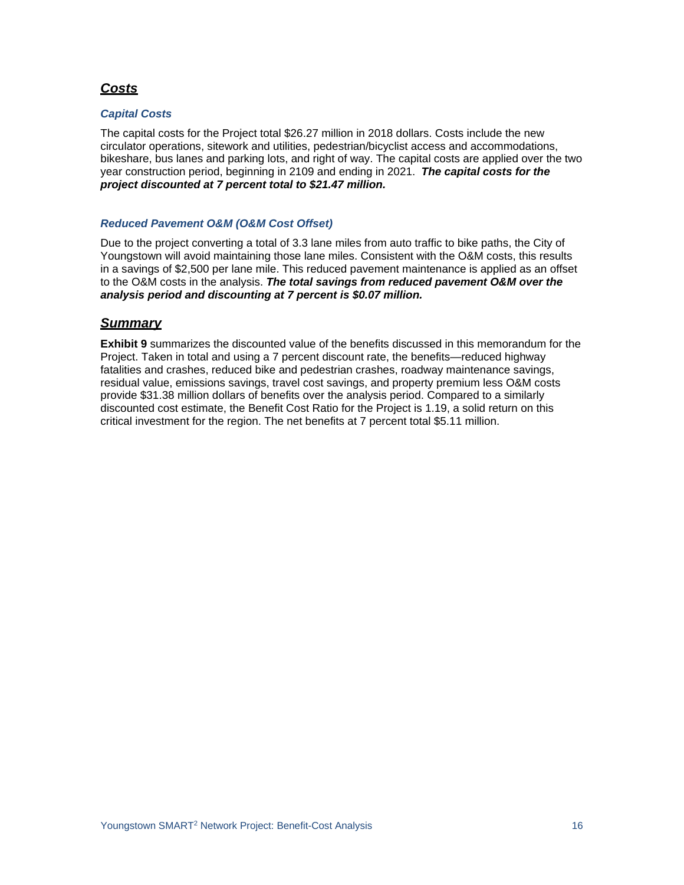## ***Costs***

### *Capital Costs*

The capital costs for the Project total $26.27 million in 2018 dollars. Costs include the new circulator operations, sitework and utilities, pedestrian/bicyclist access and accommodations, bikeshare, bus lanes and parking lots, and right of way. The capital costs are applied over the two year construction period, beginning in 2109 and ending in 2021. ***The capital costs for the project discounted at 7 percent total to $21.47 million.***

### *Reduced Pavement O&M (O&M Cost Offset)*

Due to the project converting a total of 3.3 lane miles from auto traffic to bike paths, the City of Youngstown will avoid maintaining those lane miles. Consistent with the O&M costs, this results in a savings of $2,500 per lane mile. This reduced pavement maintenance is applied as an offset to the O&M costs in the analysis. ***The total savings from reduced pavement O&M over the analysis period and discounting at 7 percent is $0.07 million.***

## ***Summary***

**Exhibit 9** summarizes the discounted value of the benefits discussed in this memorandum for the Project. Taken in total and using a 7 percent discount rate, the benefits—reduced highway fatalities and crashes, reduced bike and pedestrian crashes, roadway maintenance savings, residual value, emissions savings, travel cost savings, and property premium less O&M costs provide $31.38 million dollars of benefits over the analysis period. Compared to a similarly discounted cost estimate, the Benefit Cost Ratio for the Project is 1.19, a solid return on this critical investment for the region. The net benefits at 7 percent total $5.11 million.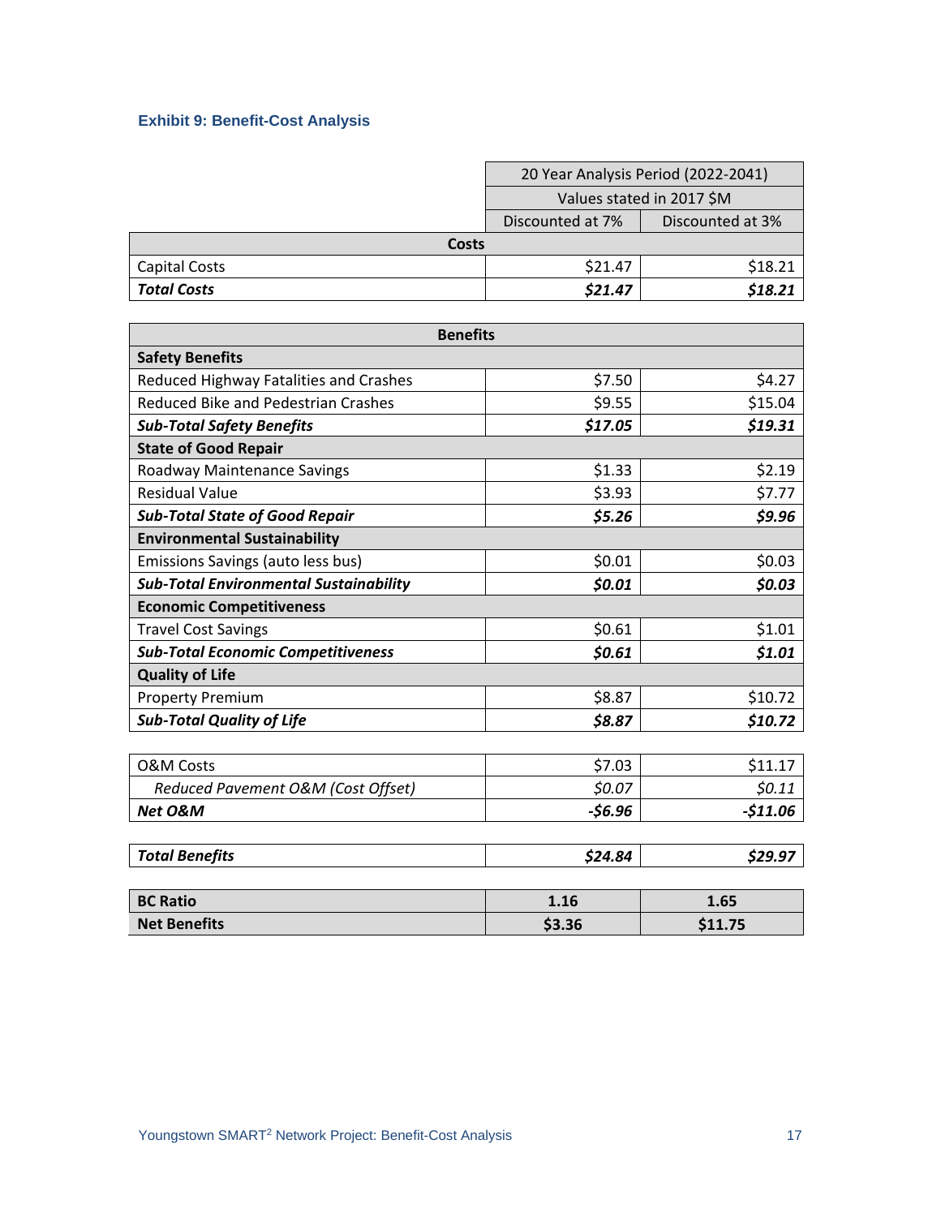### Exhibit 9: Benefit-Cost Analysis

| | 20 Year Analysis Period (2022-2041) | |
|---|---|---|
| | Values stated in 2017 $M | |
| | Discounted at 7% | Discounted at 3% |
| **Costs** | | |
| Capital Costs | $21.47 | $18.21 |
| ***Total Costs*** | ***$21.47*** | ***$18.21*** |
| **Benefits** | | |
| **Safety Benefits** | | |
| Reduced Highway Fatalities and Crashes | $7.50 | $4.27 |
| Reduced Bike and Pedestrian Crashes | $9.55 | $15.04 |
| ***Sub-Total Safety Benefits*** | ***$17.05*** | ***$19.31*** |
| **State of Good Repair** | | |
| Roadway Maintenance Savings | $1.33 | $2.19 |
| Residual Value | $3.93 | $7.77 |
| ***Sub-Total State of Good Repair*** | ***$5.26*** | ***$9.96*** |
| **Environmental Sustainability** | | |
| Emissions Savings (auto less bus) | $0.01 | $0.03 |
| ***Sub-Total Environmental Sustainability*** | ***$0.01*** | ***$0.03*** |
| **Economic Competitiveness** | | |
| Travel Cost Savings | $0.61 | $1.01 |
| ***Sub-Total Economic Competitiveness*** | ***$0.61*** | ***$1.01*** |
| **Quality of Life** | | |
| Property Premium | $8.87 | $10.72 |
| ***Sub-Total Quality of Life*** | ***$8.87*** | ***$10.72*** |
| O&M Costs | $7.03 | $11.17 |
| *Reduced Pavement O&M (Cost Offset)* | *$0.07* | *$0.11* |
| ***Net O&M*** | ***-$6.96*** | ***-$11.06*** |
| ***Total Benefits*** | ***$24.84*** | ***$29.97*** |
| **BC Ratio** | **1.16** | **1.65** |
| **Net Benefits** | **$3.36** | **$11.75** |